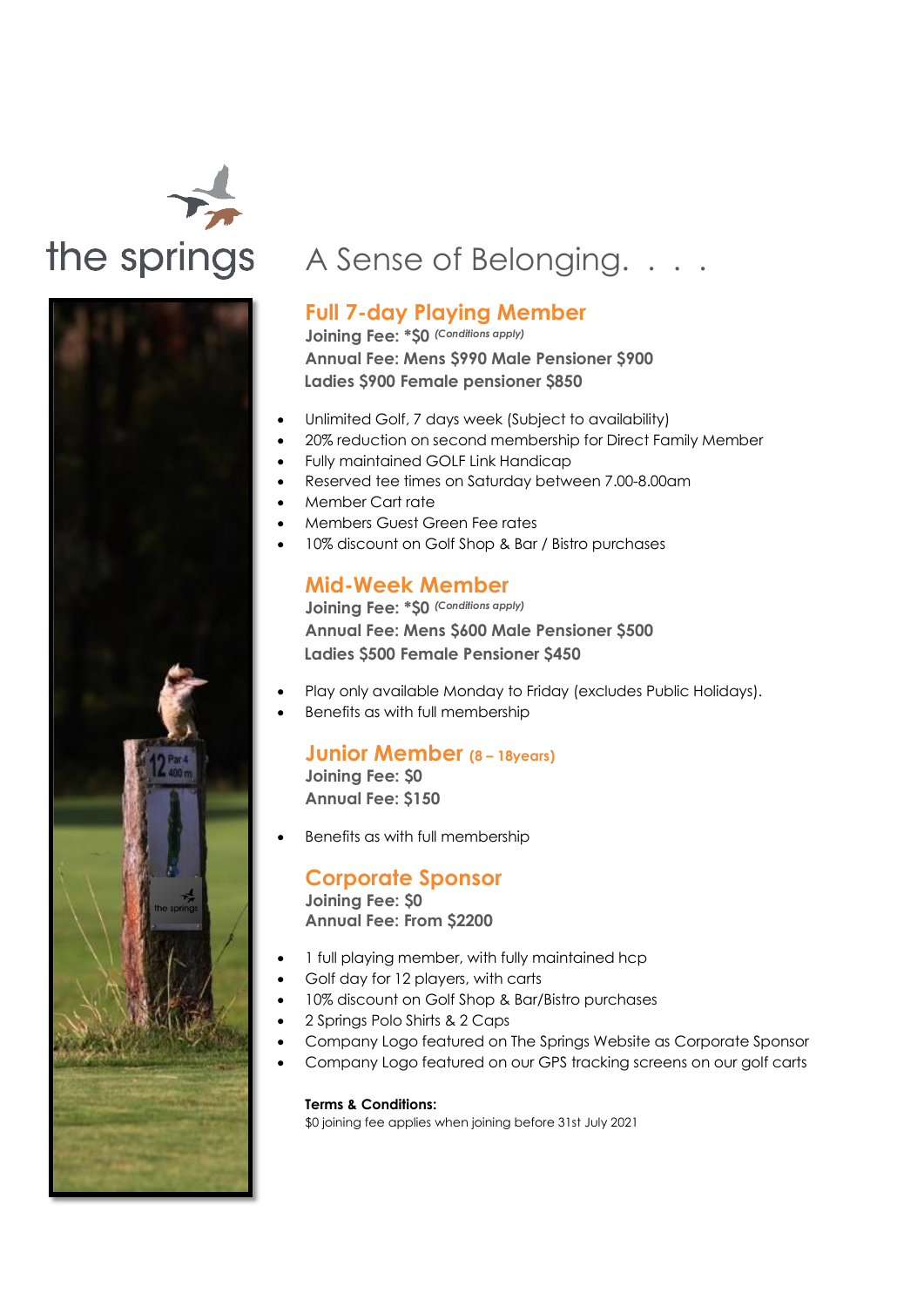the springs

# A Sense of Belonging. . . .

## Full 7-day Playing Member

**Joining Fee: *$0** *(Conditions apply)*

**Annual Fee: Mens $990 Male Pensioner $900**

**Ladies $900 Female pensioner $850**

- Unlimited Golf, 7 days week (Subject to availability)
- 20% reduction on second membership for Direct Family Member
- Fully maintained GOLF Link Handicap
- Reserved tee times on Saturday between 7.00-8.00am
- Member Cart rate
- Members Guest Green Fee rates
- 10% discount on Golf Shop & Bar / Bistro purchases

## Mid-Week Member

**Joining Fee: *$0** *(Conditions apply)*

**Annual Fee: Mens $600 Male Pensioner $500**

**Ladies $500 Female Pensioner $450**

- Play only available Monday to Friday (excludes Public Holidays).
- Benefits as with full membership

## Junior Member (8 – 18years)

**Joining Fee: $0**

**Annual Fee: $150**

- Benefits as with full membership

## Corporate Sponsor

**Joining Fee: $0**

**Annual Fee: From $2200**

- 1 full playing member, with fully maintained hcp
- Golf day for 12 players, with carts
- 10% discount on Golf Shop & Bar/Bistro purchases
- 2 Springs Polo Shirts & 2 Caps
- Company Logo featured on The Springs Website as Corporate Sponsor
- Company Logo featured on our GPS tracking screens on our golf carts

**Terms & Conditions:**

$0 joining fee applies when joining before 31st July 2021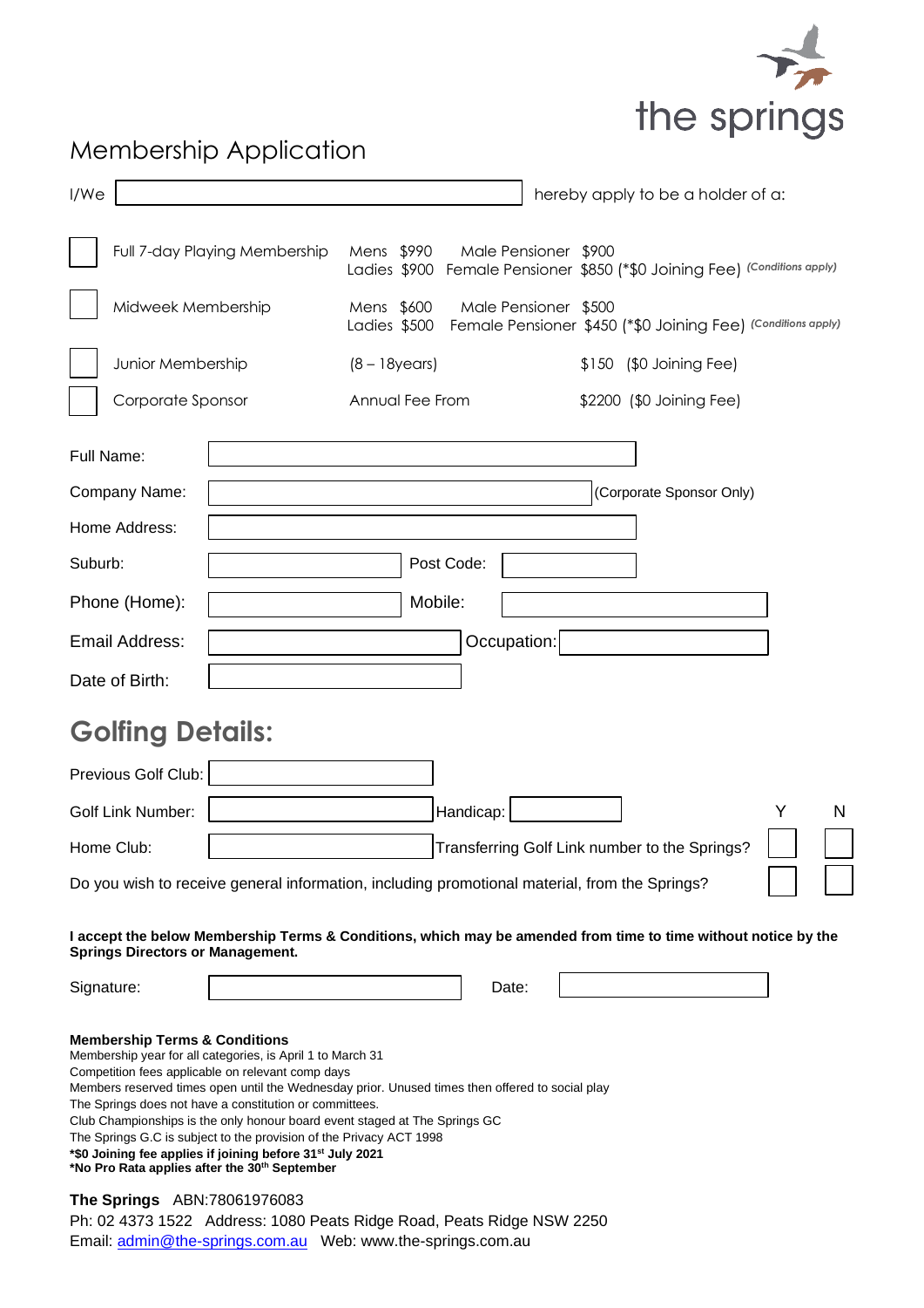the springs

# Membership Application

I/We ________________________ hereby apply to be a holder of a:

| | | | |
|---|---|---|---|
| ☐ | Full 7-day Playing Membership | Mens $990 Male Pensioner $900<br>Ladies $900 Female Pensioner $850 (*$0 Joining Fee) *(Conditions apply)* | |
| ☐ | Midweek Membership | Mens $600 Male Pensioner $500<br>Ladies $500 Female Pensioner $450 (*$0 Joining Fee) *(Conditions apply)* | |
| ☐ | Junior Membership | (8 – 18years) | $150 ($0 Joining Fee) |
| ☐ | Corporate Sponsor | Annual Fee From | $2200 ($0 Joining Fee) |

Full Name: ________________________

Company Name: ________________________ (Corporate Sponsor Only)

Home Address: ________________________

Suburb: ____________ Post Code: ____________

Phone (Home): ____________ Mobile: ____________

Email Address: ____________ Occupation: ____________

Date of Birth: ____________

## Golfing Details:

Previous Golf Club: ____________

Golf Link Number: ____________ Handicap: ____________

Home Club: ____________ Transferring Golf Link number to the Springs? Y ☐ N ☐

Do you wish to receive general information, including promotional material, from the Springs? Y ☐ N ☐

**I accept the below Membership Terms & Conditions, which may be amended from time to time without notice by the Springs Directors or Management.**

Signature: ____________ Date: ____________

**Membership Terms & Conditions**

Membership year for all categories, is April 1 to March 31
Competition fees applicable on relevant comp days
Members reserved times open until the Wednesday prior. Unused times then offered to social play
The Springs does not have a constitution or committees.
Club Championships is the only honour board event staged at The Springs GC
The Springs G.C is subject to the provision of the Privacy ACT 1998
**\*$0 Joining fee applies if joining before 31st July 2021**
**\*No Pro Rata applies after the 30th September**

**The Springs** ABN:78061976083
Ph: 02 4373 1522 Address: 1080 Peats Ridge Road, Peats Ridge NSW 2250
Email: admin@the-springs.com.au Web: www.the-springs.com.au